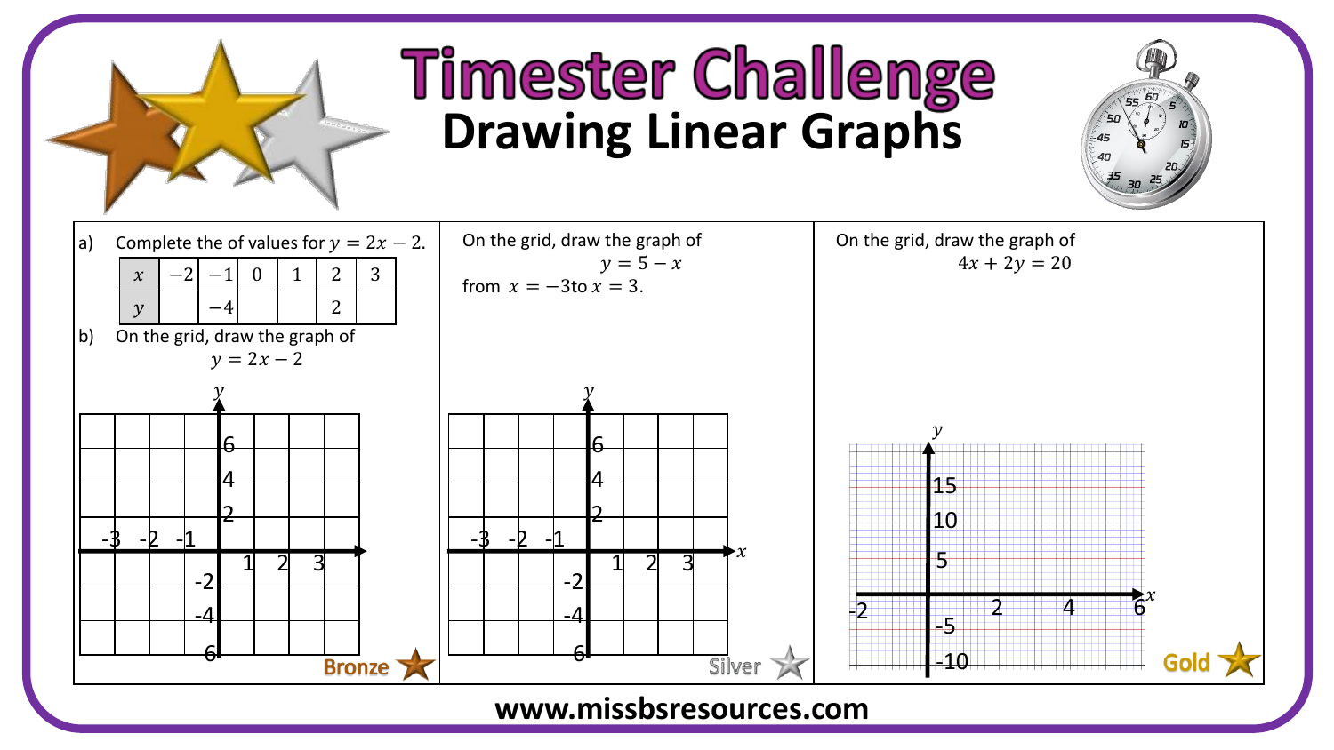# Timester Challenge

## Drawing Linear Graphs

### Bronze

a) Complete the of values for $y = 2x - 2$.

| $x$ | $-2$ | $-1$ | $0$ | $1$ | $2$ | $3$ |
|---|---|---|---|---|---|---|
| $y$ | | $-4$ | | | $2$ | |

b) On the grid, draw the graph of

$$y = 2x - 2$$

### Silver

On the grid, draw the graph of

$$y = 5 - x$$

from $x = -3$ to $x = 3$.

### Gold

On the grid, draw the graph of

$$4x + 2y = 20$$

www.missbsresources.com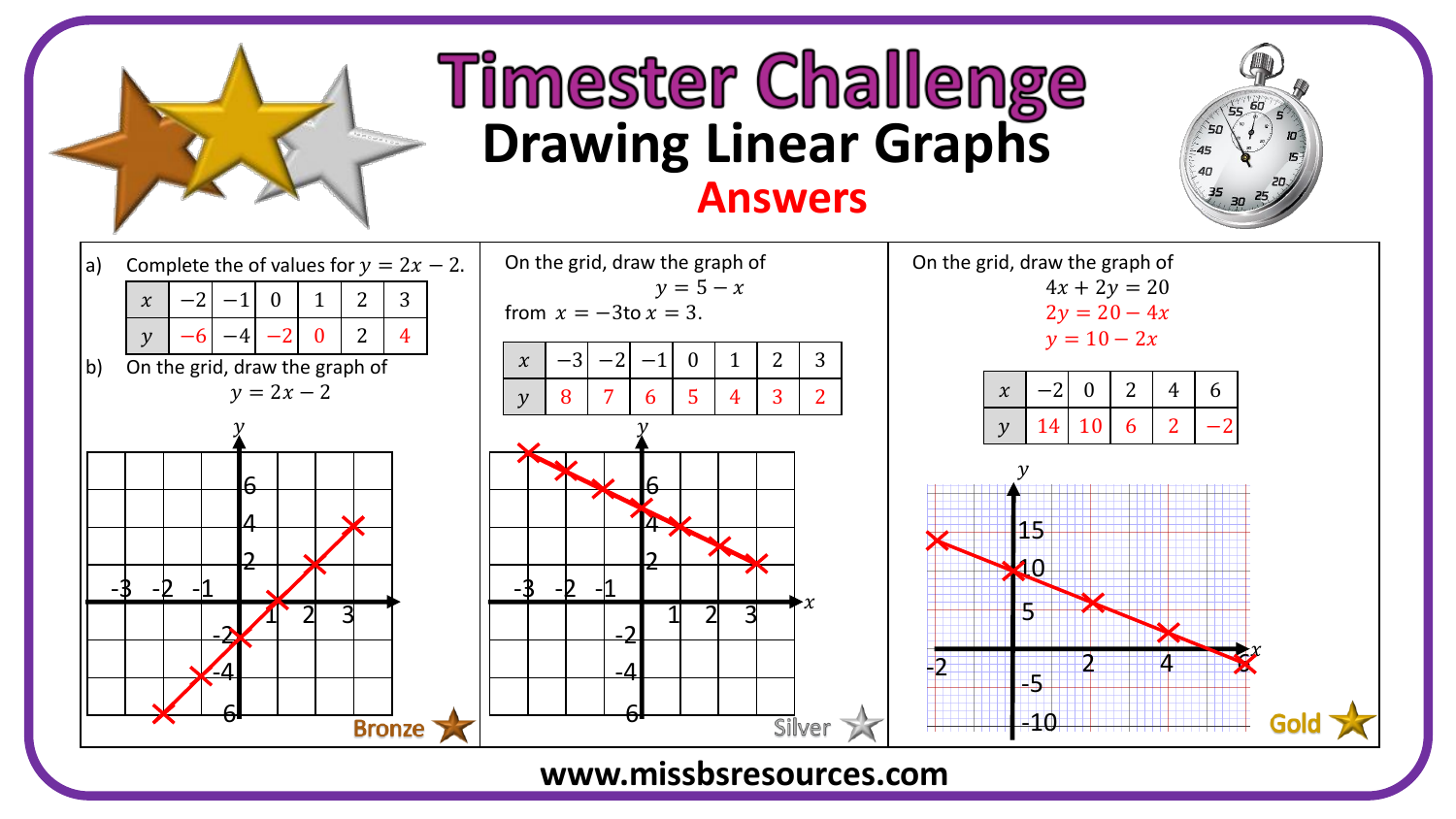# Timester Challenge

## Drawing Linear Graphs

## Answers

a) Complete the of values for $y = 2x - 2$.

| $x$ | $-2$ | $-1$ | $0$ | $1$ | $2$ | $3$ |
|---|---|---|---|---|---|---|
| $y$ | $-6$ | $-4$ | $-2$ | $0$ | $2$ | $4$ |

b) On the grid, draw the graph of

$$y = 2x - 2$$

y

6
4
2
-3 -2 -1
1 2 3
-2
-4
-6

Bronze

On the grid, draw the graph of

$$y = 5 - x$$

from $x = -3$ to $x = 3$.

| $x$ | $-3$ | $-2$ | $-1$ | $0$ | $1$ | $2$ | $3$ |
|---|---|---|---|---|---|---|---|
| $y$ | $8$ | $7$ | $6$ | $5$ | $4$ | $3$ | $2$ |

y

6
4
2
-3 -2 -1
1 2 3
x
-2
-4
-6

Silver

On the grid, draw the graph of

$$4x + 2y = 20$$

$$2y = 20 - 4x$$

$$y = 10 - 2x$$

| $x$ | $-2$ | $0$ | $2$ | $4$ | $6$ |
|---|---|---|---|---|---|
| $y$ | $14$ | $10$ | $6$ | $2$ | $-2$ |

y

15
10
5
-2
2
4
6
x
-5
-10

Gold

www.missbsresources.com